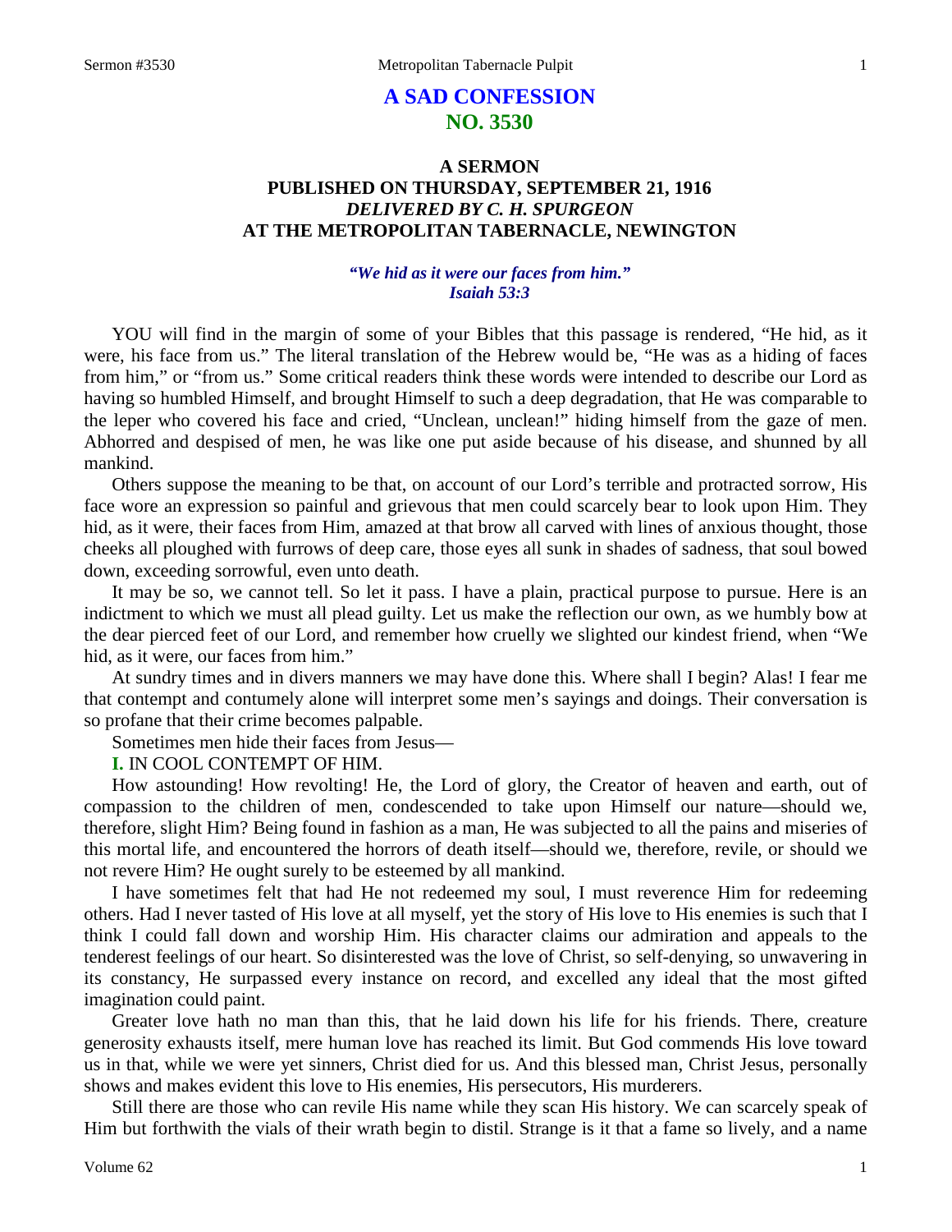# A SAD CONFESSION
## NO. 3530

### A SERMON
### PUBLISHED ON THURSDAY, SEPTEMBER 21, 1916
### *DELIVERED BY C. H. SPURGEON*
### AT THE METROPOLITAN TABERNACLE, NEWINGTON

***"We hid as it were our faces from him." Isaiah 53:3***

YOU will find in the margin of some of your Bibles that this passage is rendered, "He hid, as it were, his face from us." The literal translation of the Hebrew would be, "He was as a hiding of faces from him," or "from us." Some critical readers think these words were intended to describe our Lord as having so humbled Himself, and brought Himself to such a deep degradation, that He was comparable to the leper who covered his face and cried, "Unclean, unclean!" hiding himself from the gaze of men. Abhorred and despised of men, he was like one put aside because of his disease, and shunned by all mankind.

Others suppose the meaning to be that, on account of our Lord's terrible and protracted sorrow, His face wore an expression so painful and grievous that men could scarcely bear to look upon Him. They hid, as it were, their faces from Him, amazed at that brow all carved with lines of anxious thought, those cheeks all ploughed with furrows of deep care, those eyes all sunk in shades of sadness, that soul bowed down, exceeding sorrowful, even unto death.

It may be so, we cannot tell. So let it pass. I have a plain, practical purpose to pursue. Here is an indictment to which we must all plead guilty. Let us make the reflection our own, as we humbly bow at the dear pierced feet of our Lord, and remember how cruelly we slighted our kindest friend, when "We hid, as it were, our faces from him."

At sundry times and in divers manners we may have done this. Where shall I begin? Alas! I fear me that contempt and contumely alone will interpret some men's sayings and doings. Their conversation is so profane that their crime becomes palpable.

Sometimes men hide their faces from Jesus—

**I.** IN COOL CONTEMPT OF HIM.

How astounding! How revolting! He, the Lord of glory, the Creator of heaven and earth, out of compassion to the children of men, condescended to take upon Himself our nature—should we, therefore, slight Him? Being found in fashion as a man, He was subjected to all the pains and miseries of this mortal life, and encountered the horrors of death itself—should we, therefore, revile, or should we not revere Him? He ought surely to be esteemed by all mankind.

I have sometimes felt that had He not redeemed my soul, I must reverence Him for redeeming others. Had I never tasted of His love at all myself, yet the story of His love to His enemies is such that I think I could fall down and worship Him. His character claims our admiration and appeals to the tenderest feelings of our heart. So disinterested was the love of Christ, so self-denying, so unwavering in its constancy, He surpassed every instance on record, and excelled any ideal that the most gifted imagination could paint.

Greater love hath no man than this, that he laid down his life for his friends. There, creature generosity exhausts itself, mere human love has reached its limit. But God commends His love toward us in that, while we were yet sinners, Christ died for us. And this blessed man, Christ Jesus, personally shows and makes evident this love to His enemies, His persecutors, His murderers.

Still there are those who can revile His name while they scan His history. We can scarcely speak of Him but forthwith the vials of their wrath begin to distil. Strange is it that a fame so lively, and a name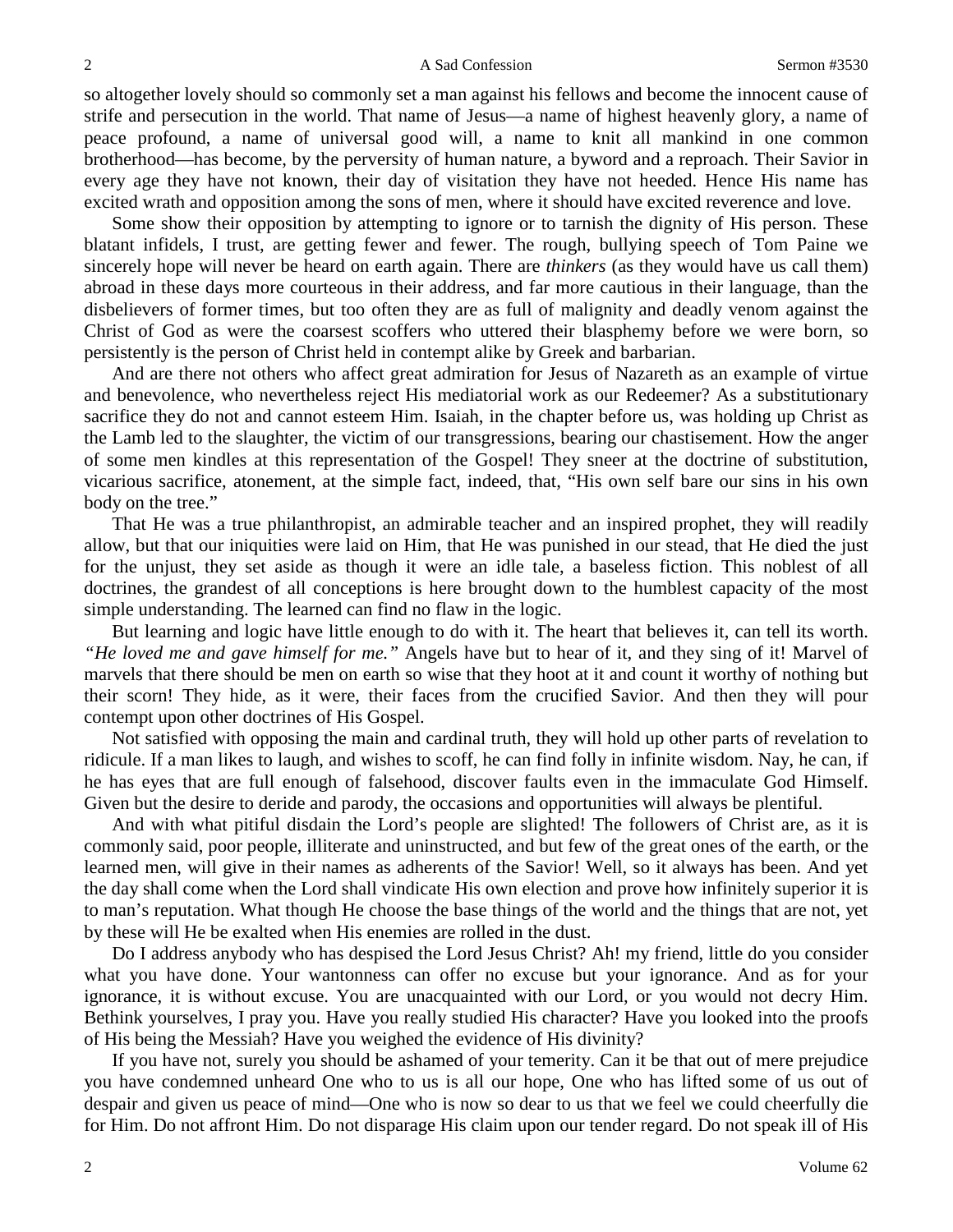so altogether lovely should so commonly set a man against his fellows and become the innocent cause of strife and persecution in the world. That name of Jesus—a name of highest heavenly glory, a name of peace profound, a name of universal good will, a name to knit all mankind in one common brotherhood—has become, by the perversity of human nature, a byword and a reproach. Their Savior in every age they have not known, their day of visitation they have not heeded. Hence His name has excited wrath and opposition among the sons of men, where it should have excited reverence and love.

Some show their opposition by attempting to ignore or to tarnish the dignity of His person. These blatant infidels, I trust, are getting fewer and fewer. The rough, bullying speech of Tom Paine we sincerely hope will never be heard on earth again. There are *thinkers* (as they would have us call them) abroad in these days more courteous in their address, and far more cautious in their language, than the disbelievers of former times, but too often they are as full of malignity and deadly venom against the Christ of God as were the coarsest scoffers who uttered their blasphemy before we were born, so persistently is the person of Christ held in contempt alike by Greek and barbarian.

And are there not others who affect great admiration for Jesus of Nazareth as an example of virtue and benevolence, who nevertheless reject His mediatorial work as our Redeemer? As a substitutionary sacrifice they do not and cannot esteem Him. Isaiah, in the chapter before us, was holding up Christ as the Lamb led to the slaughter, the victim of our transgressions, bearing our chastisement. How the anger of some men kindles at this representation of the Gospel! They sneer at the doctrine of substitution, vicarious sacrifice, atonement, at the simple fact, indeed, that, "His own self bare our sins in his own body on the tree."

That He was a true philanthropist, an admirable teacher and an inspired prophet, they will readily allow, but that our iniquities were laid on Him, that He was punished in our stead, that He died the just for the unjust, they set aside as though it were an idle tale, a baseless fiction. This noblest of all doctrines, the grandest of all conceptions is here brought down to the humblest capacity of the most simple understanding. The learned can find no flaw in the logic.

But learning and logic have little enough to do with it. The heart that believes it, can tell its worth. *"He loved me and gave himself for me."* Angels have but to hear of it, and they sing of it! Marvel of marvels that there should be men on earth so wise that they hoot at it and count it worthy of nothing but their scorn! They hide, as it were, their faces from the crucified Savior. And then they will pour contempt upon other doctrines of His Gospel.

Not satisfied with opposing the main and cardinal truth, they will hold up other parts of revelation to ridicule. If a man likes to laugh, and wishes to scoff, he can find folly in infinite wisdom. Nay, he can, if he has eyes that are full enough of falsehood, discover faults even in the immaculate God Himself. Given but the desire to deride and parody, the occasions and opportunities will always be plentiful.

And with what pitiful disdain the Lord's people are slighted! The followers of Christ are, as it is commonly said, poor people, illiterate and uninstructed, and but few of the great ones of the earth, or the learned men, will give in their names as adherents of the Savior! Well, so it always has been. And yet the day shall come when the Lord shall vindicate His own election and prove how infinitely superior it is to man's reputation. What though He choose the base things of the world and the things that are not, yet by these will He be exalted when His enemies are rolled in the dust.

Do I address anybody who has despised the Lord Jesus Christ? Ah! my friend, little do you consider what you have done. Your wantonness can offer no excuse but your ignorance. And as for your ignorance, it is without excuse. You are unacquainted with our Lord, or you would not decry Him. Bethink yourselves, I pray you. Have you really studied His character? Have you looked into the proofs of His being the Messiah? Have you weighed the evidence of His divinity?

If you have not, surely you should be ashamed of your temerity. Can it be that out of mere prejudice you have condemned unheard One who to us is all our hope, One who has lifted some of us out of despair and given us peace of mind—One who is now so dear to us that we feel we could cheerfully die for Him. Do not affront Him. Do not disparage His claim upon our tender regard. Do not speak ill of His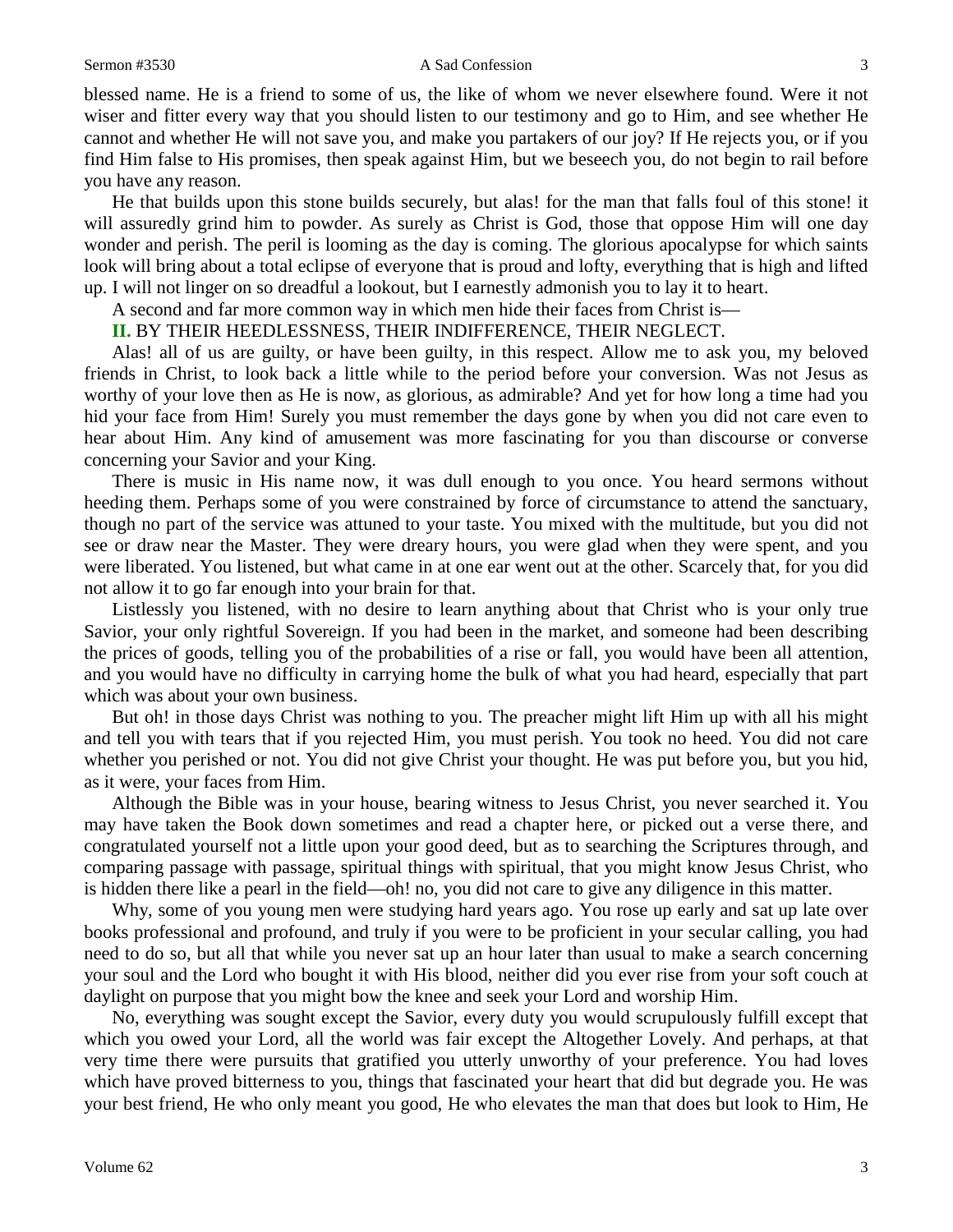blessed name. He is a friend to some of us, the like of whom we never elsewhere found. Were it not wiser and fitter every way that you should listen to our testimony and go to Him, and see whether He cannot and whether He will not save you, and make you partakers of our joy? If He rejects you, or if you find Him false to His promises, then speak against Him, but we beseech you, do not begin to rail before you have any reason.

He that builds upon this stone builds securely, but alas! for the man that falls foul of this stone! it will assuredly grind him to powder. As surely as Christ is God, those that oppose Him will one day wonder and perish. The peril is looming as the day is coming. The glorious apocalypse for which saints look will bring about a total eclipse of everyone that is proud and lofty, everything that is high and lifted up. I will not linger on so dreadful a lookout, but I earnestly admonish you to lay it to heart.

A second and far more common way in which men hide their faces from Christ is—

**II.** BY THEIR HEEDLESSNESS, THEIR INDIFFERENCE, THEIR NEGLECT.

Alas! all of us are guilty, or have been guilty, in this respect. Allow me to ask you, my beloved friends in Christ, to look back a little while to the period before your conversion. Was not Jesus as worthy of your love then as He is now, as glorious, as admirable? And yet for how long a time had you hid your face from Him! Surely you must remember the days gone by when you did not care even to hear about Him. Any kind of amusement was more fascinating for you than discourse or converse concerning your Savior and your King.

There is music in His name now, it was dull enough to you once. You heard sermons without heeding them. Perhaps some of you were constrained by force of circumstance to attend the sanctuary, though no part of the service was attuned to your taste. You mixed with the multitude, but you did not see or draw near the Master. They were dreary hours, you were glad when they were spent, and you were liberated. You listened, but what came in at one ear went out at the other. Scarcely that, for you did not allow it to go far enough into your brain for that.

Listlessly you listened, with no desire to learn anything about that Christ who is your only true Savior, your only rightful Sovereign. If you had been in the market, and someone had been describing the prices of goods, telling you of the probabilities of a rise or fall, you would have been all attention, and you would have no difficulty in carrying home the bulk of what you had heard, especially that part which was about your own business.

But oh! in those days Christ was nothing to you. The preacher might lift Him up with all his might and tell you with tears that if you rejected Him, you must perish. You took no heed. You did not care whether you perished or not. You did not give Christ your thought. He was put before you, but you hid, as it were, your faces from Him.

Although the Bible was in your house, bearing witness to Jesus Christ, you never searched it. You may have taken the Book down sometimes and read a chapter here, or picked out a verse there, and congratulated yourself not a little upon your good deed, but as to searching the Scriptures through, and comparing passage with passage, spiritual things with spiritual, that you might know Jesus Christ, who is hidden there like a pearl in the field—oh! no, you did not care to give any diligence in this matter.

Why, some of you young men were studying hard years ago. You rose up early and sat up late over books professional and profound, and truly if you were to be proficient in your secular calling, you had need to do so, but all that while you never sat up an hour later than usual to make a search concerning your soul and the Lord who bought it with His blood, neither did you ever rise from your soft couch at daylight on purpose that you might bow the knee and seek your Lord and worship Him.

No, everything was sought except the Savior, every duty you would scrupulously fulfill except that which you owed your Lord, all the world was fair except the Altogether Lovely. And perhaps, at that very time there were pursuits that gratified you utterly unworthy of your preference. You had loves which have proved bitterness to you, things that fascinated your heart that did but degrade you. He was your best friend, He who only meant you good, He who elevates the man that does but look to Him, He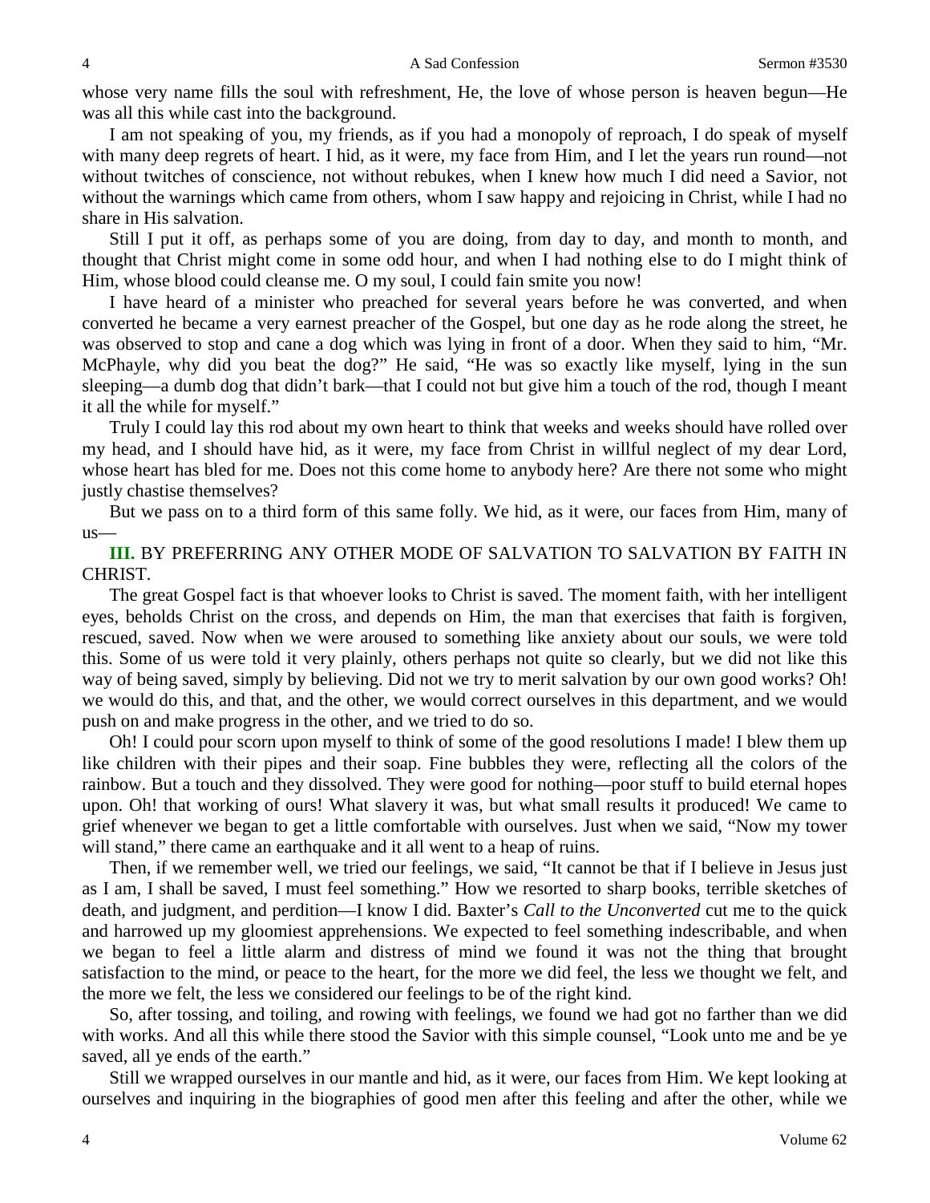whose very name fills the soul with refreshment, He, the love of whose person is heaven begun—He was all this while cast into the background.

I am not speaking of you, my friends, as if you had a monopoly of reproach, I do speak of myself with many deep regrets of heart. I hid, as it were, my face from Him, and I let the years run round—not without twitches of conscience, not without rebukes, when I knew how much I did need a Savior, not without the warnings which came from others, whom I saw happy and rejoicing in Christ, while I had no share in His salvation.

Still I put it off, as perhaps some of you are doing, from day to day, and month to month, and thought that Christ might come in some odd hour, and when I had nothing else to do I might think of Him, whose blood could cleanse me. O my soul, I could fain smite you now!

I have heard of a minister who preached for several years before he was converted, and when converted he became a very earnest preacher of the Gospel, but one day as he rode along the street, he was observed to stop and cane a dog which was lying in front of a door. When they said to him, "Mr. McPhayle, why did you beat the dog?" He said, "He was so exactly like myself, lying in the sun sleeping—a dumb dog that didn't bark—that I could not but give him a touch of the rod, though I meant it all the while for myself."

Truly I could lay this rod about my own heart to think that weeks and weeks should have rolled over my head, and I should have hid, as it were, my face from Christ in willful neglect of my dear Lord, whose heart has bled for me. Does not this come home to anybody here? Are there not some who might justly chastise themselves?

But we pass on to a third form of this same folly. We hid, as it were, our faces from Him, many of us—

**III.** BY PREFERRING ANY OTHER MODE OF SALVATION TO SALVATION BY FAITH IN CHRIST.

The great Gospel fact is that whoever looks to Christ is saved. The moment faith, with her intelligent eyes, beholds Christ on the cross, and depends on Him, the man that exercises that faith is forgiven, rescued, saved. Now when we were aroused to something like anxiety about our souls, we were told this. Some of us were told it very plainly, others perhaps not quite so clearly, but we did not like this way of being saved, simply by believing. Did not we try to merit salvation by our own good works? Oh! we would do this, and that, and the other, we would correct ourselves in this department, and we would push on and make progress in the other, and we tried to do so.

Oh! I could pour scorn upon myself to think of some of the good resolutions I made! I blew them up like children with their pipes and their soap. Fine bubbles they were, reflecting all the colors of the rainbow. But a touch and they dissolved. They were good for nothing—poor stuff to build eternal hopes upon. Oh! that working of ours! What slavery it was, but what small results it produced! We came to grief whenever we began to get a little comfortable with ourselves. Just when we said, "Now my tower will stand," there came an earthquake and it all went to a heap of ruins.

Then, if we remember well, we tried our feelings, we said, "It cannot be that if I believe in Jesus just as I am, I shall be saved, I must feel something." How we resorted to sharp books, terrible sketches of death, and judgment, and perdition—I know I did. Baxter's *Call to the Unconverted* cut me to the quick and harrowed up my gloomiest apprehensions. We expected to feel something indescribable, and when we began to feel a little alarm and distress of mind we found it was not the thing that brought satisfaction to the mind, or peace to the heart, for the more we did feel, the less we thought we felt, and the more we felt, the less we considered our feelings to be of the right kind.

So, after tossing, and toiling, and rowing with feelings, we found we had got no farther than we did with works. And all this while there stood the Savior with this simple counsel, "Look unto me and be ye saved, all ye ends of the earth."

Still we wrapped ourselves in our mantle and hid, as it were, our faces from Him. We kept looking at ourselves and inquiring in the biographies of good men after this feeling and after the other, while we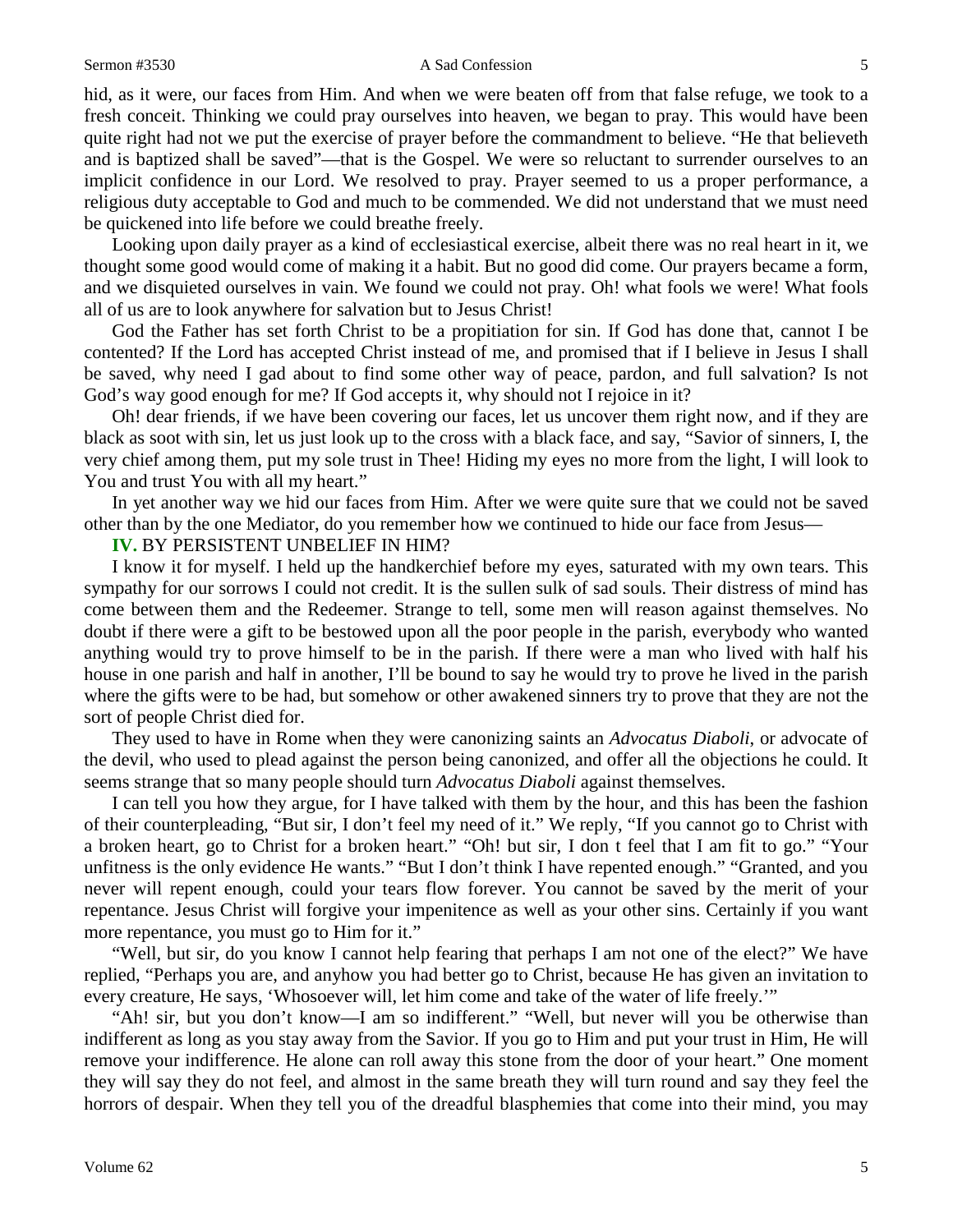hid, as it were, our faces from Him. And when we were beaten off from that false refuge, we took to a fresh conceit. Thinking we could pray ourselves into heaven, we began to pray. This would have been quite right had not we put the exercise of prayer before the commandment to believe. "He that believeth and is baptized shall be saved"—that is the Gospel. We were so reluctant to surrender ourselves to an implicit confidence in our Lord. We resolved to pray. Prayer seemed to us a proper performance, a religious duty acceptable to God and much to be commended. We did not understand that we must need be quickened into life before we could breathe freely.

Looking upon daily prayer as a kind of ecclesiastical exercise, albeit there was no real heart in it, we thought some good would come of making it a habit. But no good did come. Our prayers became a form, and we disquieted ourselves in vain. We found we could not pray. Oh! what fools we were! What fools all of us are to look anywhere for salvation but to Jesus Christ!

God the Father has set forth Christ to be a propitiation for sin. If God has done that, cannot I be contented? If the Lord has accepted Christ instead of me, and promised that if I believe in Jesus I shall be saved, why need I gad about to find some other way of peace, pardon, and full salvation? Is not God's way good enough for me? If God accepts it, why should not I rejoice in it?

Oh! dear friends, if we have been covering our faces, let us uncover them right now, and if they are black as soot with sin, let us just look up to the cross with a black face, and say, "Savior of sinners, I, the very chief among them, put my sole trust in Thee! Hiding my eyes no more from the light, I will look to You and trust You with all my heart."

In yet another way we hid our faces from Him. After we were quite sure that we could not be saved other than by the one Mediator, do you remember how we continued to hide our face from Jesus—

**IV.** BY PERSISTENT UNBELIEF IN HIM?

I know it for myself. I held up the handkerchief before my eyes, saturated with my own tears. This sympathy for our sorrows I could not credit. It is the sullen sulk of sad souls. Their distress of mind has come between them and the Redeemer. Strange to tell, some men will reason against themselves. No doubt if there were a gift to be bestowed upon all the poor people in the parish, everybody who wanted anything would try to prove himself to be in the parish. If there were a man who lived with half his house in one parish and half in another, I'll be bound to say he would try to prove he lived in the parish where the gifts were to be had, but somehow or other awakened sinners try to prove that they are not the sort of people Christ died for.

They used to have in Rome when they were canonizing saints an *Advocatus Diaboli*, or advocate of the devil, who used to plead against the person being canonized, and offer all the objections he could. It seems strange that so many people should turn *Advocatus Diaboli* against themselves.

I can tell you how they argue, for I have talked with them by the hour, and this has been the fashion of their counterpleading, "But sir, I don't feel my need of it." We reply, "If you cannot go to Christ with a broken heart, go to Christ for a broken heart." "Oh! but sir, I don t feel that I am fit to go." "Your unfitness is the only evidence He wants." "But I don't think I have repented enough." "Granted, and you never will repent enough, could your tears flow forever. You cannot be saved by the merit of your repentance. Jesus Christ will forgive your impenitence as well as your other sins. Certainly if you want more repentance, you must go to Him for it."

"Well, but sir, do you know I cannot help fearing that perhaps I am not one of the elect?" We have replied, "Perhaps you are, and anyhow you had better go to Christ, because He has given an invitation to every creature, He says, 'Whosoever will, let him come and take of the water of life freely.'"

"Ah! sir, but you don't know—I am so indifferent." "Well, but never will you be otherwise than indifferent as long as you stay away from the Savior. If you go to Him and put your trust in Him, He will remove your indifference. He alone can roll away this stone from the door of your heart." One moment they will say they do not feel, and almost in the same breath they will turn round and say they feel the horrors of despair. When they tell you of the dreadful blasphemies that come into their mind, you may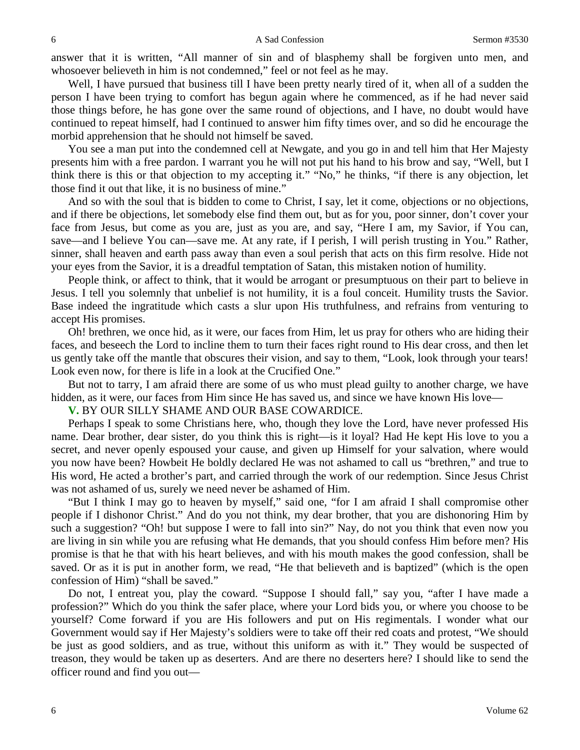answer that it is written, "All manner of sin and of blasphemy shall be forgiven unto men, and whosoever believeth in him is not condemned," feel or not feel as he may.

Well, I have pursued that business till I have been pretty nearly tired of it, when all of a sudden the person I have been trying to comfort has begun again where he commenced, as if he had never said those things before, he has gone over the same round of objections, and I have, no doubt would have continued to repeat himself, had I continued to answer him fifty times over, and so did he encourage the morbid apprehension that he should not himself be saved.

You see a man put into the condemned cell at Newgate, and you go in and tell him that Her Majesty presents him with a free pardon. I warrant you he will not put his hand to his brow and say, "Well, but I think there is this or that objection to my accepting it." "No," he thinks, "if there is any objection, let those find it out that like, it is no business of mine."

And so with the soul that is bidden to come to Christ, I say, let it come, objections or no objections, and if there be objections, let somebody else find them out, but as for you, poor sinner, don't cover your face from Jesus, but come as you are, just as you are, and say, "Here I am, my Savior, if You can, save—and I believe You can—save me. At any rate, if I perish, I will perish trusting in You." Rather, sinner, shall heaven and earth pass away than even a soul perish that acts on this firm resolve. Hide not your eyes from the Savior, it is a dreadful temptation of Satan, this mistaken notion of humility.

People think, or affect to think, that it would be arrogant or presumptuous on their part to believe in Jesus. I tell you solemnly that unbelief is not humility, it is a foul conceit. Humility trusts the Savior. Base indeed the ingratitude which casts a slur upon His truthfulness, and refrains from venturing to accept His promises.

Oh! brethren, we once hid, as it were, our faces from Him, let us pray for others who are hiding their faces, and beseech the Lord to incline them to turn their faces right round to His dear cross, and then let us gently take off the mantle that obscures their vision, and say to them, "Look, look through your tears! Look even now, for there is life in a look at the Crucified One."

But not to tarry, I am afraid there are some of us who must plead guilty to another charge, we have hidden, as it were, our faces from Him since He has saved us, and since we have known His love—

**V.** BY OUR SILLY SHAME AND OUR BASE COWARDICE.

Perhaps I speak to some Christians here, who, though they love the Lord, have never professed His name. Dear brother, dear sister, do you think this is right—is it loyal? Had He kept His love to you a secret, and never openly espoused your cause, and given up Himself for your salvation, where would you now have been? Howbeit He boldly declared He was not ashamed to call us "brethren," and true to His word, He acted a brother's part, and carried through the work of our redemption. Since Jesus Christ was not ashamed of us, surely we need never be ashamed of Him.

"But I think I may go to heaven by myself," said one, "for I am afraid I shall compromise other people if I dishonor Christ." And do you not think, my dear brother, that you are dishonoring Him by such a suggestion? "Oh! but suppose I were to fall into sin?" Nay, do not you think that even now you are living in sin while you are refusing what He demands, that you should confess Him before men? His promise is that he that with his heart believes, and with his mouth makes the good confession, shall be saved. Or as it is put in another form, we read, "He that believeth and is baptized" (which is the open confession of Him) "shall be saved."

Do not, I entreat you, play the coward. "Suppose I should fall," say you, "after I have made a profession?" Which do you think the safer place, where your Lord bids you, or where you choose to be yourself? Come forward if you are His followers and put on His regimentals. I wonder what our Government would say if Her Majesty's soldiers were to take off their red coats and protest, "We should be just as good soldiers, and as true, without this uniform as with it." They would be suspected of treason, they would be taken up as deserters. And are there no deserters here? I should like to send the officer round and find you out—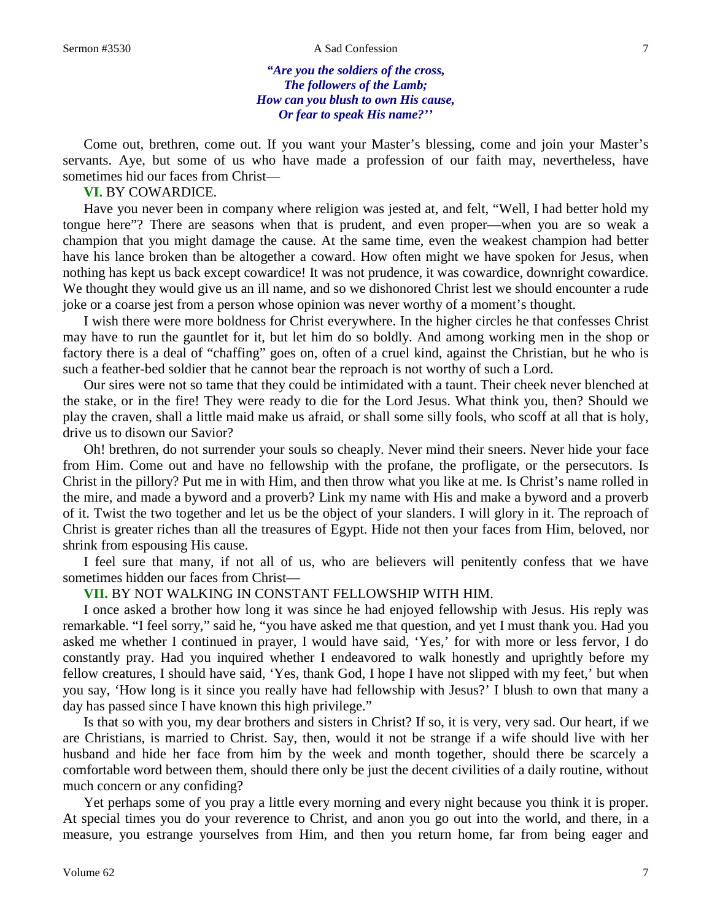*"Are you the soldiers of the cross,*
*The followers of the Lamb;*
*How can you blush to own His cause,*
*Or fear to speak His name?''*

Come out, brethren, come out. If you want your Master's blessing, come and join your Master's servants. Aye, but some of us who have made a profession of our faith may, nevertheless, have sometimes hid our faces from Christ—

**VI.** BY COWARDICE.

Have you never been in company where religion was jested at, and felt, "Well, I had better hold my tongue here"? There are seasons when that is prudent, and even proper—when you are so weak a champion that you might damage the cause. At the same time, even the weakest champion had better have his lance broken than be altogether a coward. How often might we have spoken for Jesus, when nothing has kept us back except cowardice! It was not prudence, it was cowardice, downright cowardice. We thought they would give us an ill name, and so we dishonored Christ lest we should encounter a rude joke or a coarse jest from a person whose opinion was never worthy of a moment's thought.

I wish there were more boldness for Christ everywhere. In the higher circles he that confesses Christ may have to run the gauntlet for it, but let him do so boldly. And among working men in the shop or factory there is a deal of "chaffing" goes on, often of a cruel kind, against the Christian, but he who is such a feather-bed soldier that he cannot bear the reproach is not worthy of such a Lord.

Our sires were not so tame that they could be intimidated with a taunt. Their cheek never blenched at the stake, or in the fire! They were ready to die for the Lord Jesus. What think you, then? Should we play the craven, shall a little maid make us afraid, or shall some silly fools, who scoff at all that is holy, drive us to disown our Savior?

Oh! brethren, do not surrender your souls so cheaply. Never mind their sneers. Never hide your face from Him. Come out and have no fellowship with the profane, the profligate, or the persecutors. Is Christ in the pillory? Put me in with Him, and then throw what you like at me. Is Christ's name rolled in the mire, and made a byword and a proverb? Link my name with His and make a byword and a proverb of it. Twist the two together and let us be the object of your slanders. I will glory in it. The reproach of Christ is greater riches than all the treasures of Egypt. Hide not then your faces from Him, beloved, nor shrink from espousing His cause.

I feel sure that many, if not all of us, who are believers will penitently confess that we have sometimes hidden our faces from Christ—

**VII.** BY NOT WALKING IN CONSTANT FELLOWSHIP WITH HIM.

I once asked a brother how long it was since he had enjoyed fellowship with Jesus. His reply was remarkable. "I feel sorry," said he, "you have asked me that question, and yet I must thank you. Had you asked me whether I continued in prayer, I would have said, 'Yes,' for with more or less fervor, I do constantly pray. Had you inquired whether I endeavored to walk honestly and uprightly before my fellow creatures, I should have said, 'Yes, thank God, I hope I have not slipped with my feet,' but when you say, 'How long is it since you really have had fellowship with Jesus?' I blush to own that many a day has passed since I have known this high privilege."

Is that so with you, my dear brothers and sisters in Christ? If so, it is very, very sad. Our heart, if we are Christians, is married to Christ. Say, then, would it not be strange if a wife should live with her husband and hide her face from him by the week and month together, should there be scarcely a comfortable word between them, should there only be just the decent civilities of a daily routine, without much concern or any confiding?

Yet perhaps some of you pray a little every morning and every night because you think it is proper. At special times you do your reverence to Christ, and anon you go out into the world, and there, in a measure, you estrange yourselves from Him, and then you return home, far from being eager and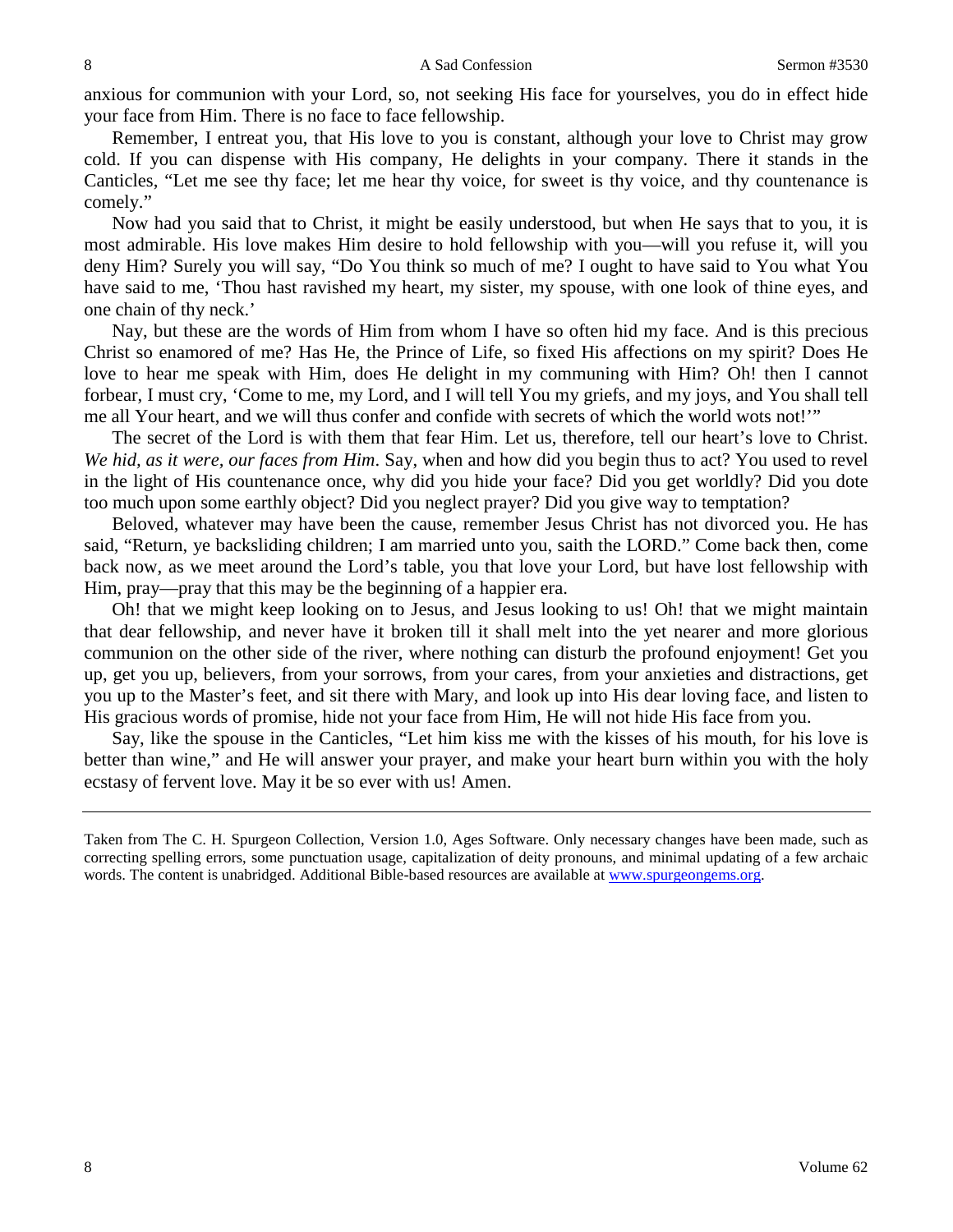anxious for communion with your Lord, so, not seeking His face for yourselves, you do in effect hide your face from Him. There is no face to face fellowship.

Remember, I entreat you, that His love to you is constant, although your love to Christ may grow cold. If you can dispense with His company, He delights in your company. There it stands in the Canticles, "Let me see thy face; let me hear thy voice, for sweet is thy voice, and thy countenance is comely."

Now had you said that to Christ, it might be easily understood, but when He says that to you, it is most admirable. His love makes Him desire to hold fellowship with you—will you refuse it, will you deny Him? Surely you will say, "Do You think so much of me? I ought to have said to You what You have said to me, 'Thou hast ravished my heart, my sister, my spouse, with one look of thine eyes, and one chain of thy neck.'

Nay, but these are the words of Him from whom I have so often hid my face. And is this precious Christ so enamored of me? Has He, the Prince of Life, so fixed His affections on my spirit? Does He love to hear me speak with Him, does He delight in my communing with Him? Oh! then I cannot forbear, I must cry, 'Come to me, my Lord, and I will tell You my griefs, and my joys, and You shall tell me all Your heart, and we will thus confer and confide with secrets of which the world wots not!'"

The secret of the Lord is with them that fear Him. Let us, therefore, tell our heart's love to Christ. *We hid, as it were, our faces from Him*. Say, when and how did you begin thus to act? You used to revel in the light of His countenance once, why did you hide your face? Did you get worldly? Did you dote too much upon some earthly object? Did you neglect prayer? Did you give way to temptation?

Beloved, whatever may have been the cause, remember Jesus Christ has not divorced you. He has said, "Return, ye backsliding children; I am married unto you, saith the LORD." Come back then, come back now, as we meet around the Lord's table, you that love your Lord, but have lost fellowship with Him, pray—pray that this may be the beginning of a happier era.

Oh! that we might keep looking on to Jesus, and Jesus looking to us! Oh! that we might maintain that dear fellowship, and never have it broken till it shall melt into the yet nearer and more glorious communion on the other side of the river, where nothing can disturb the profound enjoyment! Get you up, get you up, believers, from your sorrows, from your cares, from your anxieties and distractions, get you up to the Master's feet, and sit there with Mary, and look up into His dear loving face, and listen to His gracious words of promise, hide not your face from Him, He will not hide His face from you.

Say, like the spouse in the Canticles, "Let him kiss me with the kisses of his mouth, for his love is better than wine," and He will answer your prayer, and make your heart burn within you with the holy ecstasy of fervent love. May it be so ever with us! Amen.

---

Taken from The C. H. Spurgeon Collection, Version 1.0, Ages Software. Only necessary changes have been made, such as correcting spelling errors, some punctuation usage, capitalization of deity pronouns, and minimal updating of a few archaic words. The content is unabridged. Additional Bible-based resources are available at www.spurgeongems.org.